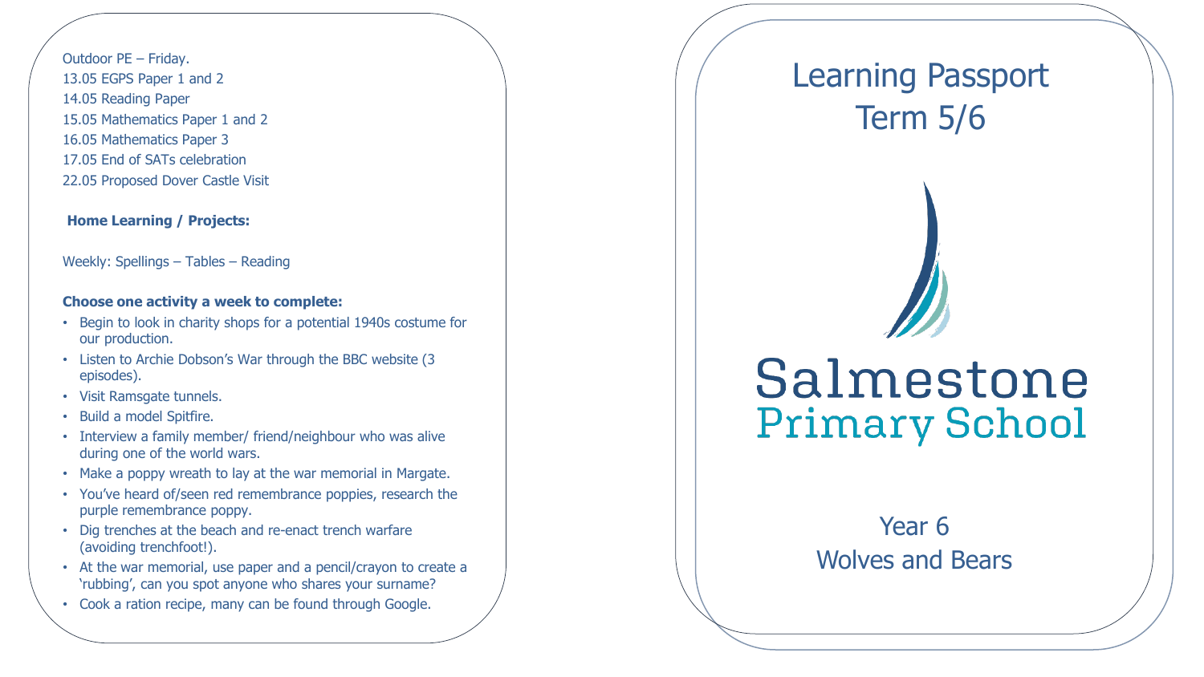Outdoor PE – Friday.
13.05 EGPS Paper 1 and 2
14.05 Reading Paper
15.05 Mathematics Paper 1 and 2
16.05 Mathematics Paper 3
17.05 End of SATs celebration
22.05 Proposed Dover Castle Visit

**Home Learning / Projects:**

Weekly: Spellings – Tables – Reading

**Choose one activity a week to complete:**

- Begin to look in charity shops for a potential 1940s costume for our production.
- Listen to Archie Dobson's War through the BBC website (3 episodes).
- Visit Ramsgate tunnels.
- Build a model Spitfire.
- Interview a family member/ friend/neighbour who was alive during one of the world wars.
- Make a poppy wreath to lay at the war memorial in Margate.
- You've heard of/seen red remembrance poppies, research the purple remembrance poppy.
- Dig trenches at the beach and re-enact trench warfare (avoiding trenchfoot!).
- At the war memorial, use paper and a pencil/crayon to create a 'rubbing', can you spot anyone who shares your surname?
- Cook a ration recipe, many can be found through Google.

# Learning Passport
# Term 5/6

Salmestone
Primary School

## Year 6
## Wolves and Bears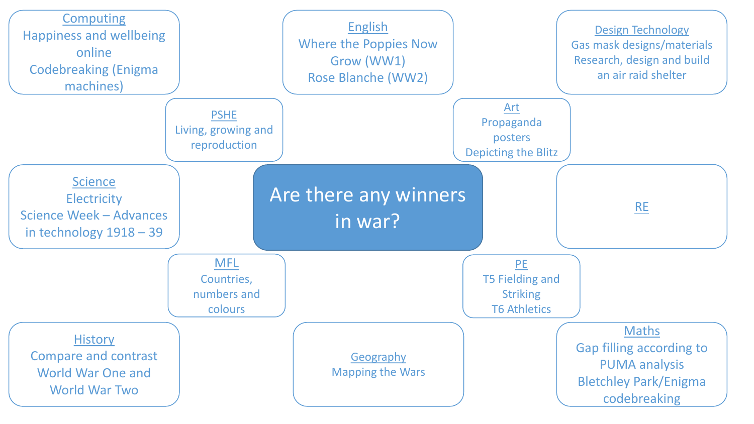# Are there any winners in war?

## Computing
Happiness and wellbeing online
Codebreaking (Enigma machines)

## English
Where the Poppies Now Grow (WW1)
Rose Blanche (WW2)

## Design Technology
Gas mask designs/materials
Research, design and build an air raid shelter

## PSHE
Living, growing and reproduction

## Art
Propaganda posters
Depicting the Blitz

## Science
Electricity
Science Week – Advances in technology 1918 – 39

## RE

## MFL
Countries, numbers and colours

## PE
T5 Fielding and Striking
T6 Athletics

## History
Compare and contrast World War One and World War Two

## Geography
Mapping the Wars

## Maths
Gap filling according to PUMA analysis
Bletchley Park/Enigma codebreaking